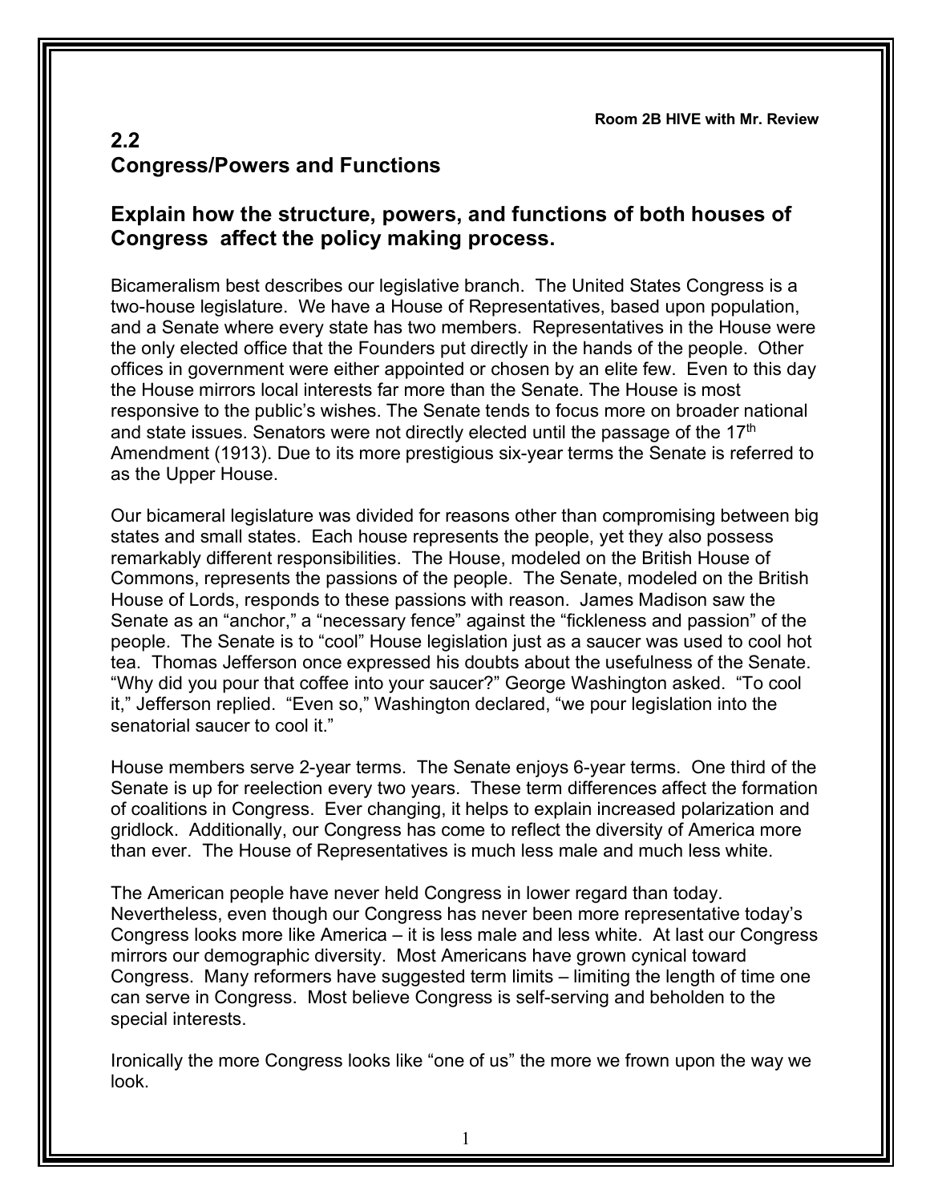**Room 2B HIVE with Mr. Review**

## 2.2
## Congress/Powers and Functions

### Explain how the structure, powers, and functions of both houses of Congress affect the policy making process.

Bicameralism best describes our legislative branch. The United States Congress is a two-house legislature. We have a House of Representatives, based upon population, and a Senate where every state has two members. Representatives in the House were the only elected office that the Founders put directly in the hands of the people. Other offices in government were either appointed or chosen by an elite few. Even to this day the House mirrors local interests far more than the Senate. The House is most responsive to the public's wishes. The Senate tends to focus more on broader national and state issues. Senators were not directly elected until the passage of the 17th Amendment (1913). Due to its more prestigious six-year terms the Senate is referred to as the Upper House.

Our bicameral legislature was divided for reasons other than compromising between big states and small states. Each house represents the people, yet they also possess remarkably different responsibilities. The House, modeled on the British House of Commons, represents the passions of the people. The Senate, modeled on the British House of Lords, responds to these passions with reason. James Madison saw the Senate as an "anchor," a "necessary fence" against the "fickleness and passion" of the people. The Senate is to "cool" House legislation just as a saucer was used to cool hot tea. Thomas Jefferson once expressed his doubts about the usefulness of the Senate. "Why did you pour that coffee into your saucer?" George Washington asked. "To cool it," Jefferson replied. "Even so," Washington declared, "we pour legislation into the senatorial saucer to cool it."

House members serve 2-year terms. The Senate enjoys 6-year terms. One third of the Senate is up for reelection every two years. These term differences affect the formation of coalitions in Congress. Ever changing, it helps to explain increased polarization and gridlock. Additionally, our Congress has come to reflect the diversity of America more than ever. The House of Representatives is much less male and much less white.

The American people have never held Congress in lower regard than today. Nevertheless, even though our Congress has never been more representative today's Congress looks more like America – it is less male and less white. At last our Congress mirrors our demographic diversity. Most Americans have grown cynical toward Congress. Many reformers have suggested term limits – limiting the length of time one can serve in Congress. Most believe Congress is self-serving and beholden to the special interests.

Ironically the more Congress looks like "one of us" the more we frown upon the way we look.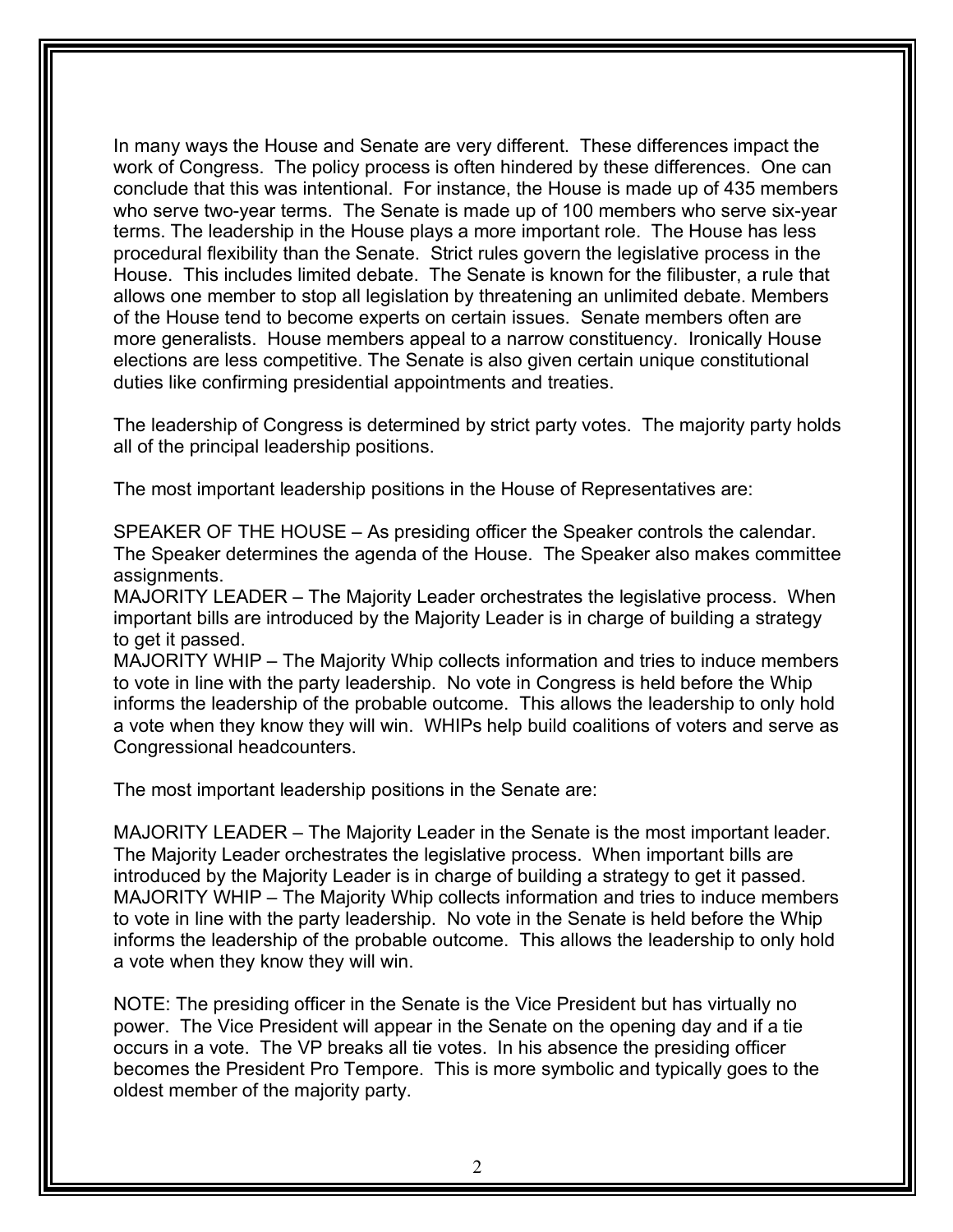In many ways the House and Senate are very different. These differences impact the work of Congress. The policy process is often hindered by these differences. One can conclude that this was intentional. For instance, the House is made up of 435 members who serve two-year terms. The Senate is made up of 100 members who serve six-year terms. The leadership in the House plays a more important role. The House has less procedural flexibility than the Senate. Strict rules govern the legislative process in the House. This includes limited debate. The Senate is known for the filibuster, a rule that allows one member to stop all legislation by threatening an unlimited debate. Members of the House tend to become experts on certain issues. Senate members often are more generalists. House members appeal to a narrow constituency. Ironically House elections are less competitive. The Senate is also given certain unique constitutional duties like confirming presidential appointments and treaties.

The leadership of Congress is determined by strict party votes. The majority party holds all of the principal leadership positions.

The most important leadership positions in the House of Representatives are:

SPEAKER OF THE HOUSE – As presiding officer the Speaker controls the calendar. The Speaker determines the agenda of the House. The Speaker also makes committee assignments.
MAJORITY LEADER – The Majority Leader orchestrates the legislative process. When important bills are introduced by the Majority Leader is in charge of building a strategy to get it passed.
MAJORITY WHIP – The Majority Whip collects information and tries to induce members to vote in line with the party leadership. No vote in Congress is held before the Whip informs the leadership of the probable outcome. This allows the leadership to only hold a vote when they know they will win. WHIPs help build coalitions of voters and serve as Congressional headcounters.

The most important leadership positions in the Senate are:

MAJORITY LEADER – The Majority Leader in the Senate is the most important leader. The Majority Leader orchestrates the legislative process. When important bills are introduced by the Majority Leader is in charge of building a strategy to get it passed.
MAJORITY WHIP – The Majority Whip collects information and tries to induce members to vote in line with the party leadership. No vote in the Senate is held before the Whip informs the leadership of the probable outcome. This allows the leadership to only hold a vote when they know they will win.

NOTE: The presiding officer in the Senate is the Vice President but has virtually no power. The Vice President will appear in the Senate on the opening day and if a tie occurs in a vote. The VP breaks all tie votes. In his absence the presiding officer becomes the President Pro Tempore. This is more symbolic and typically goes to the oldest member of the majority party.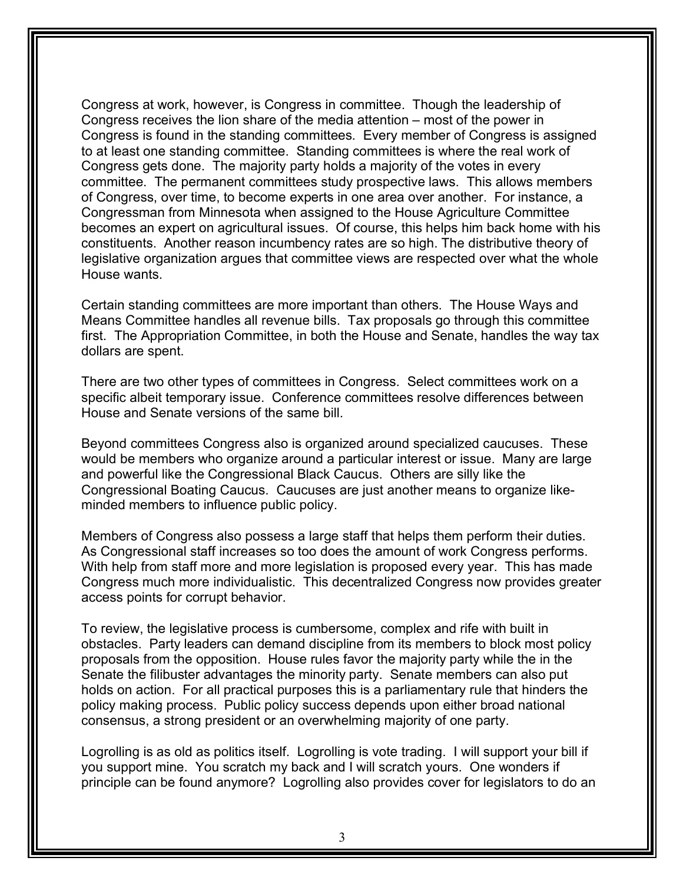Congress at work, however, is Congress in committee. Though the leadership of Congress receives the lion share of the media attention – most of the power in Congress is found in the standing committees. Every member of Congress is assigned to at least one standing committee. Standing committees is where the real work of Congress gets done. The majority party holds a majority of the votes in every committee. The permanent committees study prospective laws. This allows members of Congress, over time, to become experts in one area over another. For instance, a Congressman from Minnesota when assigned to the House Agriculture Committee becomes an expert on agricultural issues. Of course, this helps him back home with his constituents. Another reason incumbency rates are so high. The distributive theory of legislative organization argues that committee views are respected over what the whole House wants.

Certain standing committees are more important than others. The House Ways and Means Committee handles all revenue bills. Tax proposals go through this committee first. The Appropriation Committee, in both the House and Senate, handles the way tax dollars are spent.

There are two other types of committees in Congress. Select committees work on a specific albeit temporary issue. Conference committees resolve differences between House and Senate versions of the same bill.

Beyond committees Congress also is organized around specialized caucuses. These would be members who organize around a particular interest or issue. Many are large and powerful like the Congressional Black Caucus. Others are silly like the Congressional Boating Caucus. Caucuses are just another means to organize like-minded members to influence public policy.

Members of Congress also possess a large staff that helps them perform their duties. As Congressional staff increases so too does the amount of work Congress performs. With help from staff more and more legislation is proposed every year. This has made Congress much more individualistic. This decentralized Congress now provides greater access points for corrupt behavior.

To review, the legislative process is cumbersome, complex and rife with built in obstacles. Party leaders can demand discipline from its members to block most policy proposals from the opposition. House rules favor the majority party while the in the Senate the filibuster advantages the minority party. Senate members can also put holds on action. For all practical purposes this is a parliamentary rule that hinders the policy making process. Public policy success depends upon either broad national consensus, a strong president or an overwhelming majority of one party.

Logrolling is as old as politics itself. Logrolling is vote trading. I will support your bill if you support mine. You scratch my back and I will scratch yours. One wonders if principle can be found anymore? Logrolling also provides cover for legislators to do an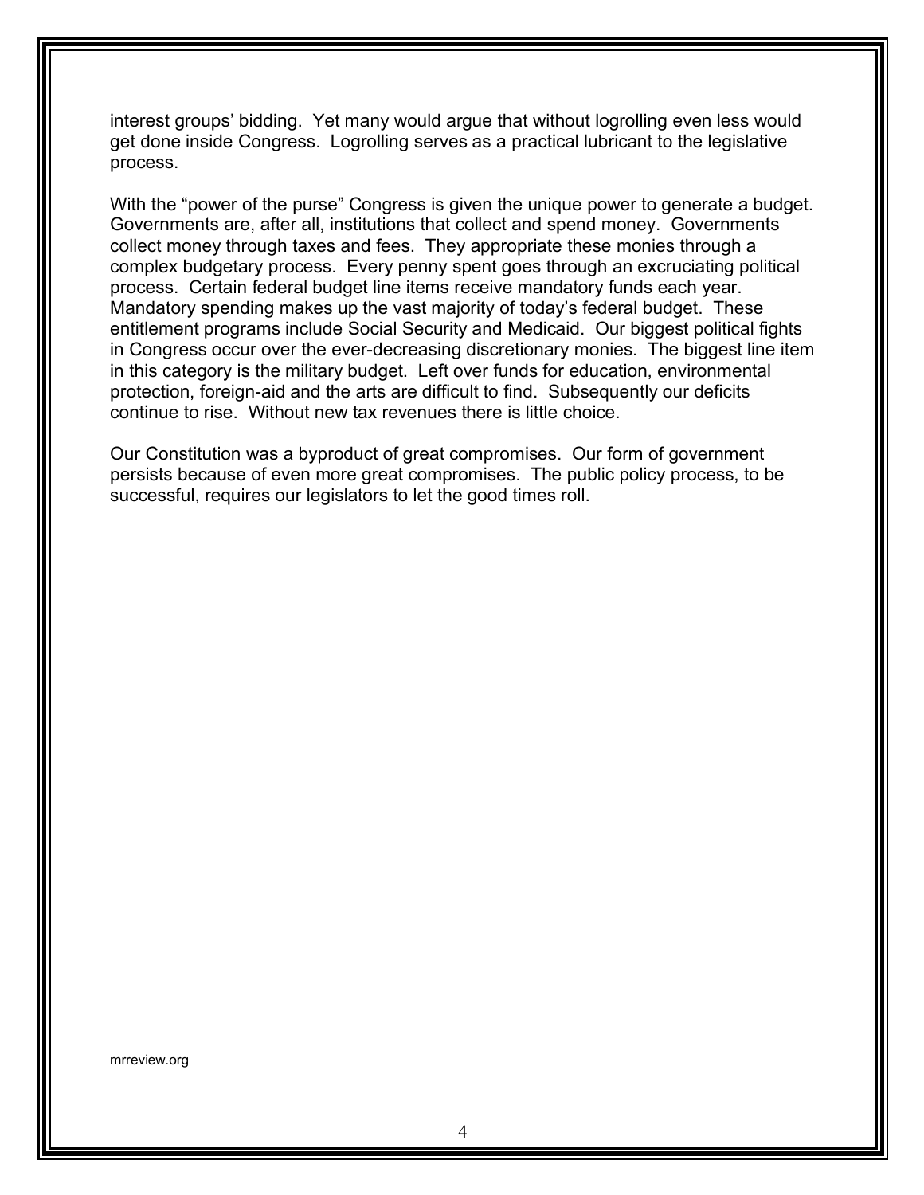interest groups' bidding. Yet many would argue that without logrolling even less would get done inside Congress. Logrolling serves as a practical lubricant to the legislative process.

With the "power of the purse" Congress is given the unique power to generate a budget. Governments are, after all, institutions that collect and spend money. Governments collect money through taxes and fees. They appropriate these monies through a complex budgetary process. Every penny spent goes through an excruciating political process. Certain federal budget line items receive mandatory funds each year. Mandatory spending makes up the vast majority of today's federal budget. These entitlement programs include Social Security and Medicaid. Our biggest political fights in Congress occur over the ever-decreasing discretionary monies. The biggest line item in this category is the military budget. Left over funds for education, environmental protection, foreign-aid and the arts are difficult to find. Subsequently our deficits continue to rise. Without new tax revenues there is little choice.

Our Constitution was a byproduct of great compromises. Our form of government persists because of even more great compromises. The public policy process, to be successful, requires our legislators to let the good times roll.